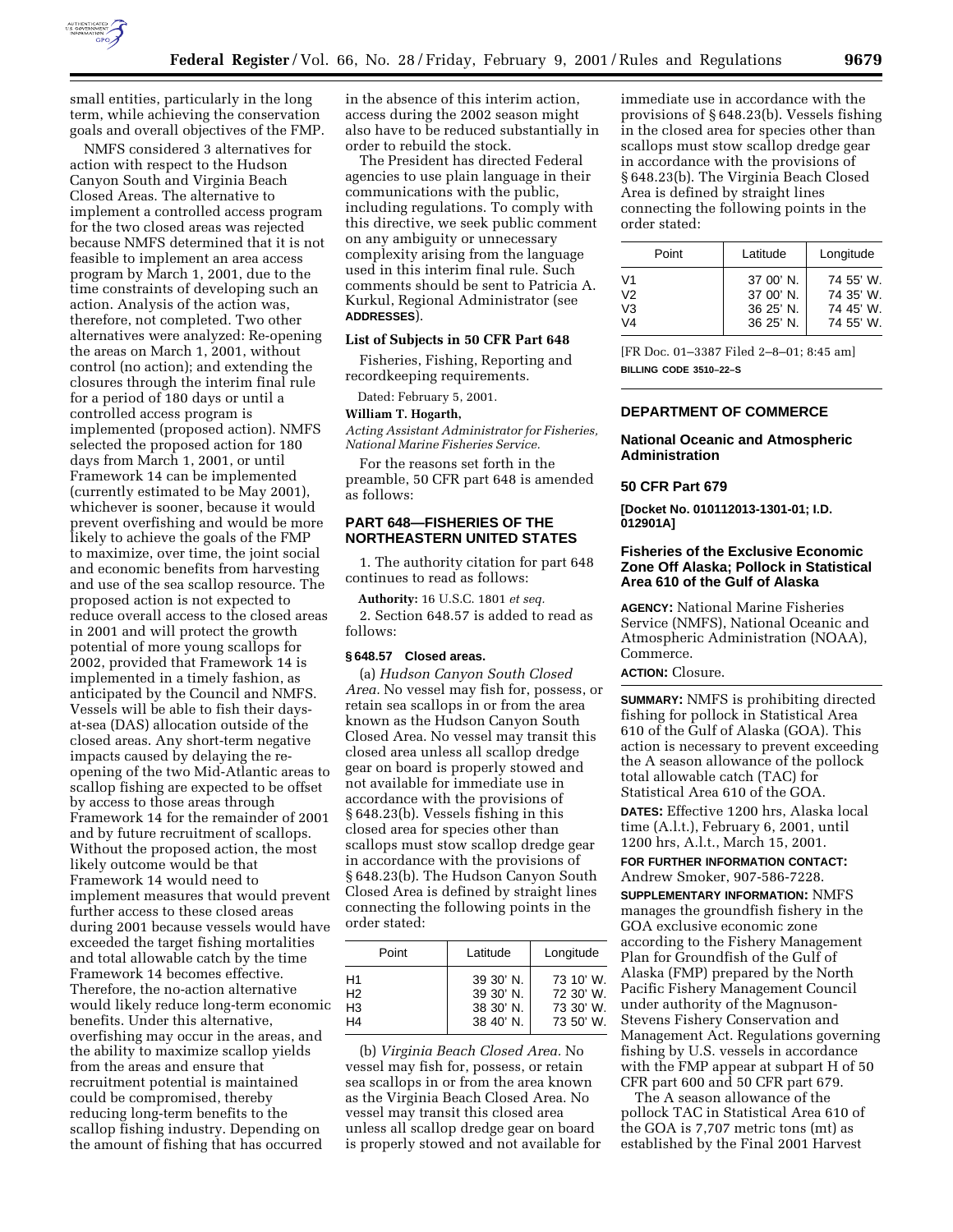small entities, particularly in the long term, while achieving the conservation goals and overall objectives of the FMP.

NMFS considered 3 alternatives for action with respect to the Hudson Canyon South and Virginia Beach Closed Areas. The alternative to implement a controlled access program for the two closed areas was rejected because NMFS determined that it is not feasible to implement an area access program by March 1, 2001, due to the time constraints of developing such an action. Analysis of the action was, therefore, not completed. Two other alternatives were analyzed: Re-opening the areas on March 1, 2001, without control (no action); and extending the closures through the interim final rule for a period of 180 days or until a controlled access program is implemented (proposed action). NMFS selected the proposed action for 180 days from March 1, 2001, or until Framework 14 can be implemented (currently estimated to be May 2001), whichever is sooner, because it would prevent overfishing and would be more likely to achieve the goals of the FMP to maximize, over time, the joint social and economic benefits from harvesting and use of the sea scallop resource. The proposed action is not expected to reduce overall access to the closed areas in 2001 and will protect the growth potential of more young scallops for 2002, provided that Framework 14 is implemented in a timely fashion, as anticipated by the Council and NMFS. Vessels will be able to fish their days-at-sea (DAS) allocation outside of the closed areas. Any short-term negative impacts caused by delaying the re-opening of the two Mid-Atlantic areas to scallop fishing are expected to be offset by access to those areas through Framework 14 for the remainder of 2001 and by future recruitment of scallops. Without the proposed action, the most likely outcome would be that Framework 14 would need to implement measures that would prevent further access to these closed areas during 2001 because vessels would have exceeded the target fishing mortalities and total allowable catch by the time Framework 14 becomes effective. Therefore, the no-action alternative would likely reduce long-term economic benefits. Under this alternative, overfishing may occur in the areas, and the ability to maximize scallop yields from the areas and ensure that recruitment potential is maintained could be compromised, thereby reducing long-term benefits to the scallop fishing industry. Depending on the amount of fishing that has occurred in the absence of this interim action, access during the 2002 season might also have to be reduced substantially in order to rebuild the stock.

The President has directed Federal agencies to use plain language in their communications with the public, including regulations. To comply with this directive, we seek public comment on any ambiguity or unnecessary complexity arising from the language used in this interim final rule. Such comments should be sent to Patricia A. Kurkul, Regional Administrator (see **ADDRESSES**).

**List of Subjects in 50 CFR Part 648**

Fisheries, Fishing, Reporting and recordkeeping requirements.

Dated: February 5, 2001.

**William T. Hogarth,**

*Acting Assistant Administrator for Fisheries, National Marine Fisheries Service.*

For the reasons set forth in the preamble, 50 CFR part 648 is amended as follows:

## PART 648—FISHERIES OF THE NORTHEASTERN UNITED STATES

1. The authority citation for part 648 continues to read as follows:

**Authority:** 16 U.S.C. 1801 *et seq.*

2. Section 648.57 is added to read as follows:

**§ 648.57 Closed areas.**

(a) *Hudson Canyon South Closed Area.* No vessel may fish for, possess, or retain sea scallops in or from the area known as the Hudson Canyon South Closed Area. No vessel may transit this closed area unless all scallop dredge gear on board is properly stowed and not available for immediate use in accordance with the provisions of § 648.23(b). Vessels fishing in this closed area for species other than scallops must stow scallop dredge gear in accordance with the provisions of § 648.23(b). The Hudson Canyon South Closed Area is defined by straight lines connecting the following points in the order stated:

| Point | Latitude | Longitude |
|---|---|---|
| H1 | 39 30' N. | 73 10' W. |
| H2 | 39 30' N. | 72 30' W. |
| H3 | 38 30' N. | 73 30' W. |
| H4 | 38 40' N. | 73 50' W. |

(b) *Virginia Beach Closed Area.* No vessel may fish for, possess, or retain sea scallops in or from the area known as the Virginia Beach Closed Area. No vessel may transit this closed area unless all scallop dredge gear on board is properly stowed and not available for immediate use in accordance with the provisions of § 648.23(b). Vessels fishing in the closed area for species other than scallops must stow scallop dredge gear in accordance with the provisions of § 648.23(b). The Virginia Beach Closed Area is defined by straight lines connecting the following points in the order stated:

| Point | Latitude | Longitude |
|---|---|---|
| V1 | 37 00' N. | 74 55' W. |
| V2 | 37 00' N. | 74 35' W. |
| V3 | 36 25' N. | 74 45' W. |
| V4 | 36 25' N. | 74 55' W. |

[FR Doc. 01–3387 Filed 2–8–01; 8:45 am]

**BILLING CODE 3510–22–S**

## DEPARTMENT OF COMMERCE

### National Oceanic and Atmospheric Administration

### 50 CFR Part 679

**[Docket No. 010112013-1301-01; I.D. 012901A]**

### Fisheries of the Exclusive Economic Zone Off Alaska; Pollock in Statistical Area 610 of the Gulf of Alaska

**AGENCY:** National Marine Fisheries Service (NMFS), National Oceanic and Atmospheric Administration (NOAA), Commerce.

**ACTION:** Closure.

**SUMMARY:** NMFS is prohibiting directed fishing for pollock in Statistical Area 610 of the Gulf of Alaska (GOA). This action is necessary to prevent exceeding the A season allowance of the pollock total allowable catch (TAC) for Statistical Area 610 of the GOA.

**DATES:** Effective 1200 hrs, Alaska local time (A.l.t.), February 6, 2001, until 1200 hrs, A.l.t., March 15, 2001.

**FOR FURTHER INFORMATION CONTACT:** Andrew Smoker, 907-586-7228.

**SUPPLEMENTARY INFORMATION:** NMFS manages the groundfish fishery in the GOA exclusive economic zone according to the Fishery Management Plan for Groundfish of the Gulf of Alaska (FMP) prepared by the North Pacific Fishery Management Council under authority of the Magnuson-Stevens Fishery Conservation and Management Act. Regulations governing fishing by U.S. vessels in accordance with the FMP appear at subpart H of 50 CFR part 600 and 50 CFR part 679.

The A season allowance of the pollock TAC in Statistical Area 610 of the GOA is 7,707 metric tons (mt) as established by the Final 2001 Harvest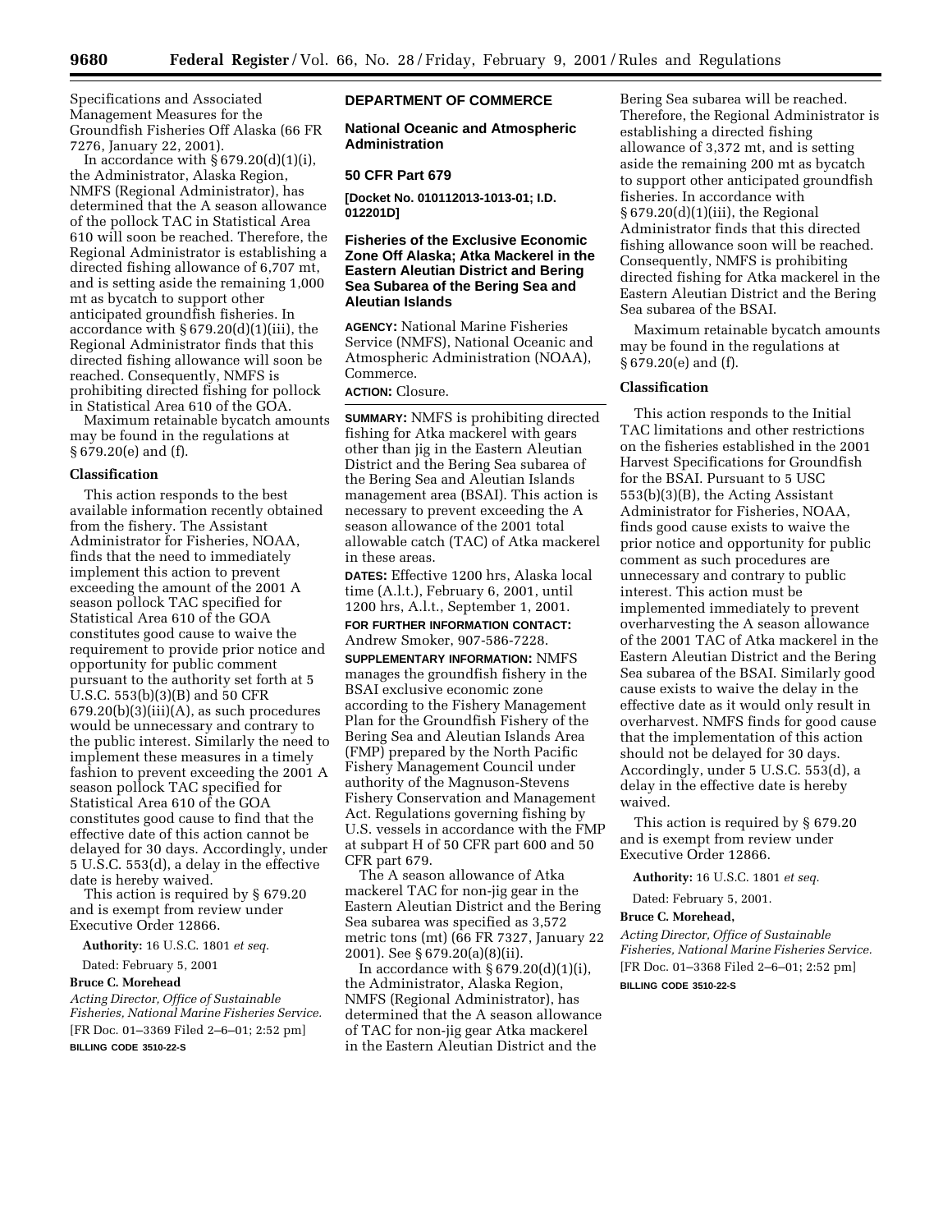Specifications and Associated Management Measures for the Groundfish Fisheries Off Alaska (66 FR 7276, January 22, 2001).

In accordance with § 679.20(d)(1)(i), the Administrator, Alaska Region, NMFS (Regional Administrator), has determined that the A season allowance of the pollock TAC in Statistical Area 610 will soon be reached. Therefore, the Regional Administrator is establishing a directed fishing allowance of 6,707 mt, and is setting aside the remaining 1,000 mt as bycatch to support other anticipated groundfish fisheries. In accordance with § 679.20(d)(1)(iii), the Regional Administrator finds that this directed fishing allowance will soon be reached. Consequently, NMFS is prohibiting directed fishing for pollock in Statistical Area 610 of the GOA.

Maximum retainable bycatch amounts may be found in the regulations at § 679.20(e) and (f).

### Classification

This action responds to the best available information recently obtained from the fishery. The Assistant Administrator for Fisheries, NOAA, finds that the need to immediately implement this action to prevent exceeding the amount of the 2001 A season pollock TAC specified for Statistical Area 610 of the GOA constitutes good cause to waive the requirement to provide prior notice and opportunity for public comment pursuant to the authority set forth at 5 U.S.C. 553(b)(3)(B) and 50 CFR 679.20(b)(3)(iii)(A), as such procedures would be unnecessary and contrary to the public interest. Similarly the need to implement these measures in a timely fashion to prevent exceeding the 2001 A season pollock TAC specified for Statistical Area 610 of the GOA constitutes good cause to find that the effective date of this action cannot be delayed for 30 days. Accordingly, under 5 U.S.C. 553(d), a delay in the effective date is hereby waived.

This action is required by § 679.20 and is exempt from review under Executive Order 12866.

**Authority:** 16 U.S.C. 1801 *et seq.*

Dated: February 5, 2001

**Bruce C. Morehead**

*Acting Director, Office of Sustainable Fisheries, National Marine Fisheries Service.*

[FR Doc. 01–3369 Filed 2–6–01; 2:52 pm]

**BILLING CODE 3510-22-S**

## DEPARTMENT OF COMMERCE

### National Oceanic and Atmospheric Administration

### 50 CFR Part 679

**[Docket No. 010112013-1013-01; I.D. 012201D]**

### Fisheries of the Exclusive Economic Zone Off Alaska; Atka Mackerel in the Eastern Aleutian District and Bering Sea Subarea of the Bering Sea and Aleutian Islands

**AGENCY:** National Marine Fisheries Service (NMFS), National Oceanic and Atmospheric Administration (NOAA), Commerce.

**ACTION:** Closure.

**SUMMARY:** NMFS is prohibiting directed fishing for Atka mackerel with gears other than jig in the Eastern Aleutian District and the Bering Sea subarea of the Bering Sea and Aleutian Islands management area (BSAI). This action is necessary to prevent exceeding the A season allowance of the 2001 total allowable catch (TAC) of Atka mackerel in these areas.

**DATES:** Effective 1200 hrs, Alaska local time (A.l.t.), February 6, 2001, until 1200 hrs, A.l.t., September 1, 2001.

**FOR FURTHER INFORMATION CONTACT:** Andrew Smoker, 907-586-7228.

**SUPPLEMENTARY INFORMATION:** NMFS manages the groundfish fishery in the BSAI exclusive economic zone according to the Fishery Management Plan for the Groundfish Fishery of the Bering Sea and Aleutian Islands Area (FMP) prepared by the North Pacific Fishery Management Council under authority of the Magnuson-Stevens Fishery Conservation and Management Act. Regulations governing fishing by U.S. vessels in accordance with the FMP at subpart H of 50 CFR part 600 and 50 CFR part 679.

The A season allowance of Atka mackerel TAC for non-jig gear in the Eastern Aleutian District and the Bering Sea subarea was specified as 3,572 metric tons (mt) (66 FR 7327, January 22 2001). See § 679.20(a)(8)(ii).

In accordance with § 679.20(d)(1)(i), the Administrator, Alaska Region, NMFS (Regional Administrator), has determined that the A season allowance of TAC for non-jig gear Atka mackerel in the Eastern Aleutian District and the Bering Sea subarea will be reached. Therefore, the Regional Administrator is establishing a directed fishing allowance of 3,372 mt, and is setting aside the remaining 200 mt as bycatch to support other anticipated groundfish fisheries. In accordance with § 679.20(d)(1)(iii), the Regional Administrator finds that this directed fishing allowance soon will be reached. Consequently, NMFS is prohibiting directed fishing for Atka mackerel in the Eastern Aleutian District and the Bering Sea subarea of the BSAI.

Maximum retainable bycatch amounts may be found in the regulations at § 679.20(e) and (f).

### Classification

This action responds to the Initial TAC limitations and other restrictions on the fisheries established in the 2001 Harvest Specifications for Groundfish for the BSAI. Pursuant to 5 USC 553(b)(3)(B), the Acting Assistant Administrator for Fisheries, NOAA, finds good cause exists to waive the prior notice and opportunity for public comment as such procedures are unnecessary and contrary to public interest. This action must be implemented immediately to prevent overharvesting the A season allowance of the 2001 TAC of Atka mackerel in the Eastern Aleutian District and the Bering Sea subarea of the BSAI. Similarly good cause exists to waive the delay in the effective date as it would only result in overharvest. NMFS finds for good cause that the implementation of this action should not be delayed for 30 days. Accordingly, under 5 U.S.C. 553(d), a delay in the effective date is hereby waived.

This action is required by § 679.20 and is exempt from review under Executive Order 12866.

**Authority:** 16 U.S.C. 1801 *et seq.*

Dated: February 5, 2001.

**Bruce C. Morehead,**

*Acting Director, Office of Sustainable Fisheries, National Marine Fisheries Service.*

[FR Doc. 01–3368 Filed 2–6–01; 2:52 pm]

**BILLING CODE 3510-22-S**